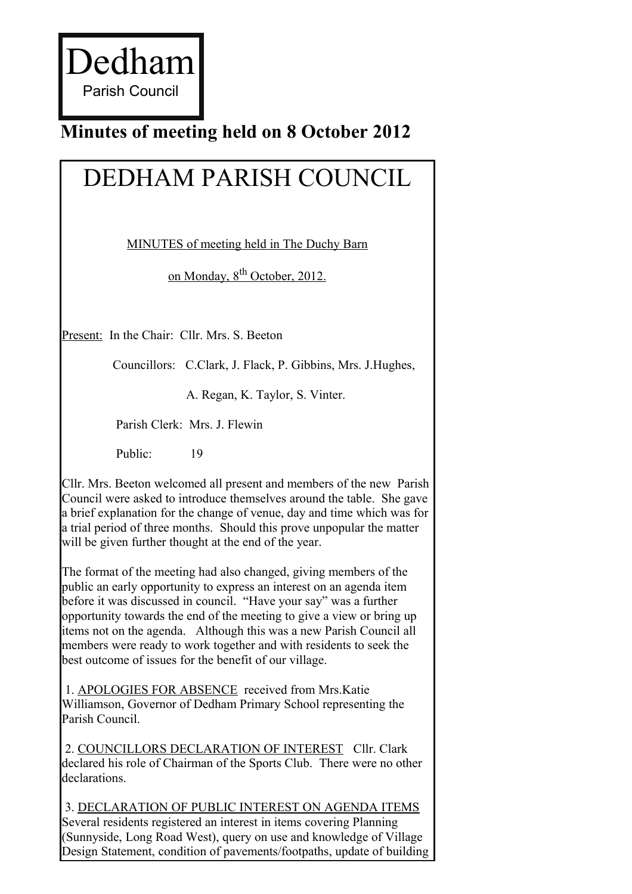# Dedham
Parish Council

## Minutes of meeting held on 8 October 2012

# DEDHAM PARISH COUNCIL

MINUTES of meeting held in The Duchy Barn

on Monday, 8th October, 2012.

Present: In the Chair: Cllr. Mrs. S. Beeton

Councillors: C.Clark, J. Flack, P. Gibbins, Mrs. J.Hughes,

A. Regan, K. Taylor, S. Vinter.

Parish Clerk: Mrs. J. Flewin

Public: 19

Cllr. Mrs. Beeton welcomed all present and members of the new Parish Council were asked to introduce themselves around the table. She gave a brief explanation for the change of venue, day and time which was for a trial period of three months. Should this prove unpopular the matter will be given further thought at the end of the year.

The format of the meeting had also changed, giving members of the public an early opportunity to express an interest on an agenda item before it was discussed in council. "Have your say" was a further opportunity towards the end of the meeting to give a view or bring up items not on the agenda. Although this was a new Parish Council all members were ready to work together and with residents to seek the best outcome of issues for the benefit of our village.

1. APOLOGIES FOR ABSENCE received from Mrs.Katie Williamson, Governor of Dedham Primary School representing the Parish Council.

2. COUNCILLORS DECLARATION OF INTEREST Cllr. Clark declared his role of Chairman of the Sports Club. There were no other declarations.

3. DECLARATION OF PUBLIC INTEREST ON AGENDA ITEMS Several residents registered an interest in items covering Planning (Sunnyside, Long Road West), query on use and knowledge of Village Design Statement, condition of pavements/footpaths, update of building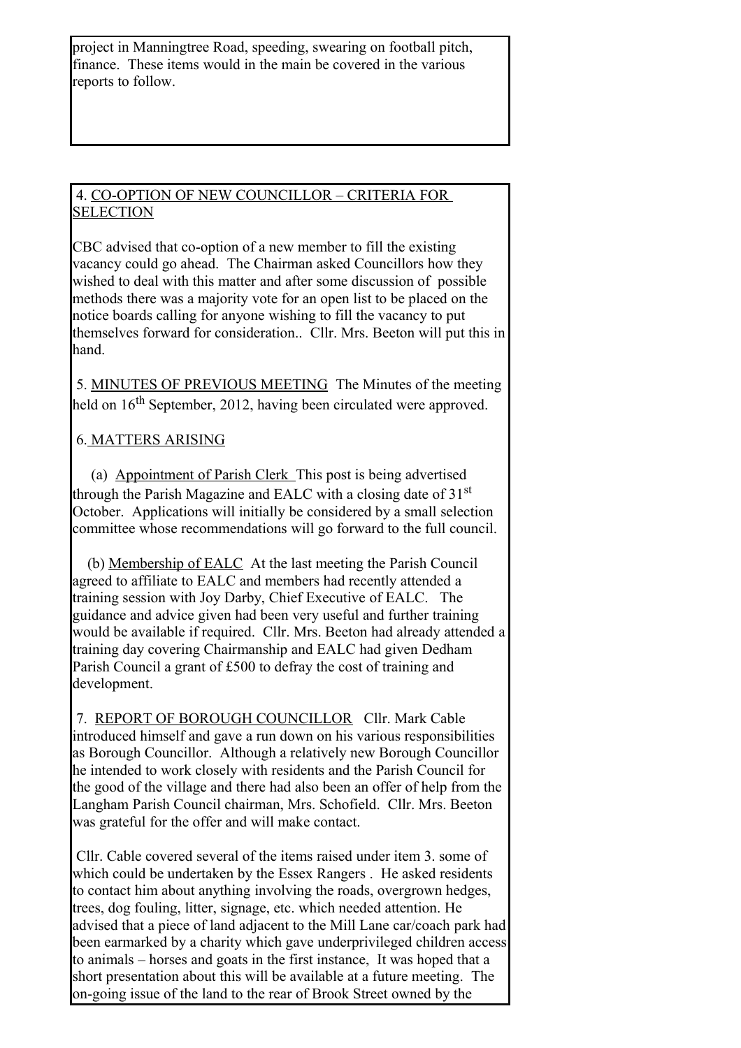project in Manningtree Road, speeding, swearing on football pitch, finance. These items would in the main be covered in the various reports to follow.

4. <u>CO-OPTION OF NEW COUNCILLOR – CRITERIA FOR SELECTION</u>

CBC advised that co-option of a new member to fill the existing vacancy could go ahead. The Chairman asked Councillors how they wished to deal with this matter and after some discussion of possible methods there was a majority vote for an open list to be placed on the notice boards calling for anyone wishing to fill the vacancy to put themselves forward for consideration.. Cllr. Mrs. Beeton will put this in hand.

5. <u>MINUTES OF PREVIOUS MEETING</u> The Minutes of the meeting held on 16th September, 2012, having been circulated were approved.

6. <u>MATTERS ARISING</u>

(a) <u>Appointment of Parish Clerk</u> This post is being advertised through the Parish Magazine and EALC with a closing date of 31st October. Applications will initially be considered by a small selection committee whose recommendations will go forward to the full council.

(b) <u>Membership of EALC</u> At the last meeting the Parish Council agreed to affiliate to EALC and members had recently attended a training session with Joy Darby, Chief Executive of EALC. The guidance and advice given had been very useful and further training would be available if required. Cllr. Mrs. Beeton had already attended a training day covering Chairmanship and EALC had given Dedham Parish Council a grant of £500 to defray the cost of training and development.

7. <u>REPORT OF BOROUGH COUNCILLOR</u> Cllr. Mark Cable introduced himself and gave a run down on his various responsibilities as Borough Councillor. Although a relatively new Borough Councillor he intended to work closely with residents and the Parish Council for the good of the village and there had also been an offer of help from the Langham Parish Council chairman, Mrs. Schofield. Cllr. Mrs. Beeton was grateful for the offer and will make contact.

Cllr. Cable covered several of the items raised under item 3. some of which could be undertaken by the Essex Rangers . He asked residents to contact him about anything involving the roads, overgrown hedges, trees, dog fouling, litter, signage, etc. which needed attention. He advised that a piece of land adjacent to the Mill Lane car/coach park had been earmarked by a charity which gave underprivileged children access to animals – horses and goats in the first instance, It was hoped that a short presentation about this will be available at a future meeting. The on-going issue of the land to the rear of Brook Street owned by the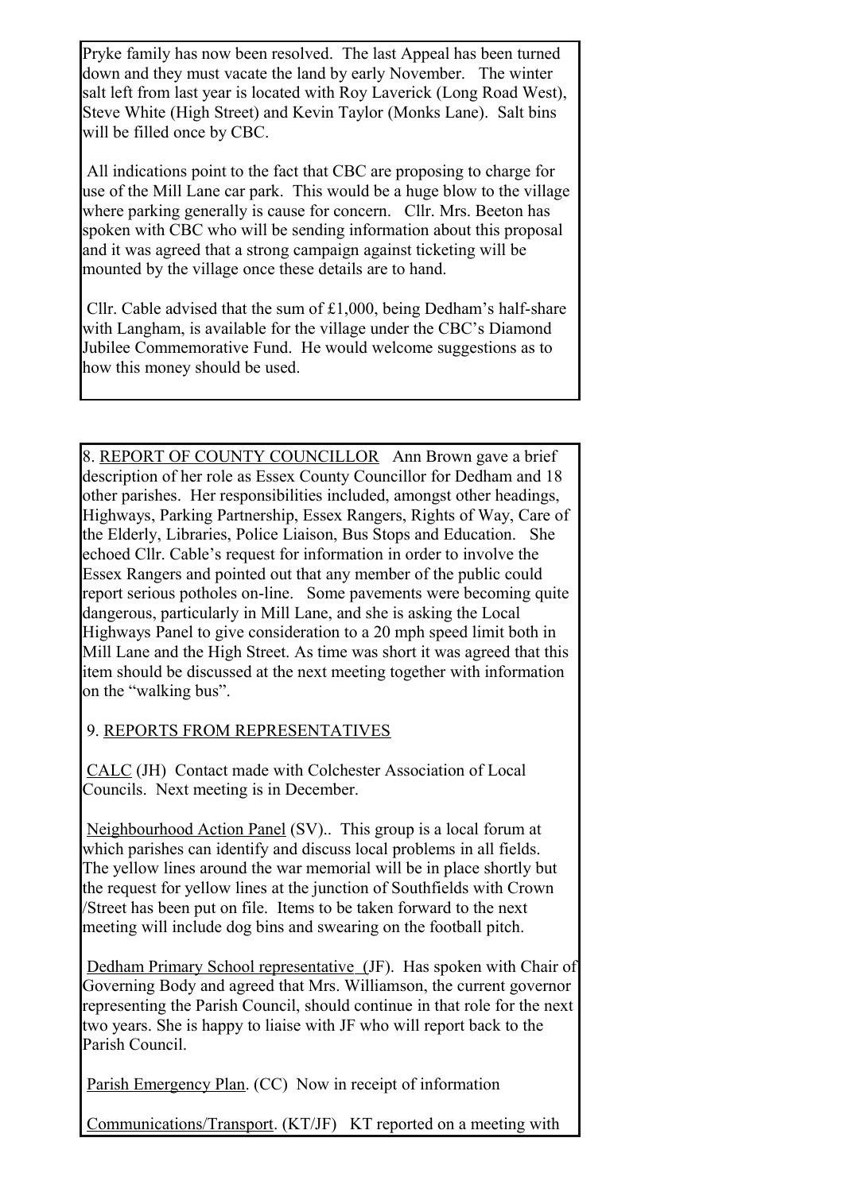Pryke family has now been resolved. The last Appeal has been turned down and they must vacate the land by early November. The winter salt left from last year is located with Roy Laverick (Long Road West), Steve White (High Street) and Kevin Taylor (Monks Lane). Salt bins will be filled once by CBC.

All indications point to the fact that CBC are proposing to charge for use of the Mill Lane car park. This would be a huge blow to the village where parking generally is cause for concern. Cllr. Mrs. Beeton has spoken with CBC who will be sending information about this proposal and it was agreed that a strong campaign against ticketing will be mounted by the village once these details are to hand.

Cllr. Cable advised that the sum of £1,000, being Dedham's half-share with Langham, is available for the village under the CBC's Diamond Jubilee Commemorative Fund. He would welcome suggestions as to how this money should be used.

8. REPORT OF COUNTY COUNCILLOR Ann Brown gave a brief description of her role as Essex County Councillor for Dedham and 18 other parishes. Her responsibilities included, amongst other headings, Highways, Parking Partnership, Essex Rangers, Rights of Way, Care of the Elderly, Libraries, Police Liaison, Bus Stops and Education. She echoed Cllr. Cable's request for information in order to involve the Essex Rangers and pointed out that any member of the public could report serious potholes on-line. Some pavements were becoming quite dangerous, particularly in Mill Lane, and she is asking the Local Highways Panel to give consideration to a 20 mph speed limit both in Mill Lane and the High Street. As time was short it was agreed that this item should be discussed at the next meeting together with information on the "walking bus".

9. REPORTS FROM REPRESENTATIVES

CALC (JH) Contact made with Colchester Association of Local Councils. Next meeting is in December.

Neighbourhood Action Panel (SV).. This group is a local forum at which parishes can identify and discuss local problems in all fields. The yellow lines around the war memorial will be in place shortly but the request for yellow lines at the junction of Southfields with Crown /Street has been put on file. Items to be taken forward to the next meeting will include dog bins and swearing on the football pitch.

Dedham Primary School representative (JF). Has spoken with Chair of Governing Body and agreed that Mrs. Williamson, the current governor representing the Parish Council, should continue in that role for the next two years. She is happy to liaise with JF who will report back to the Parish Council.

Parish Emergency Plan. (CC) Now in receipt of information

Communications/Transport. (KT/JF) KT reported on a meeting with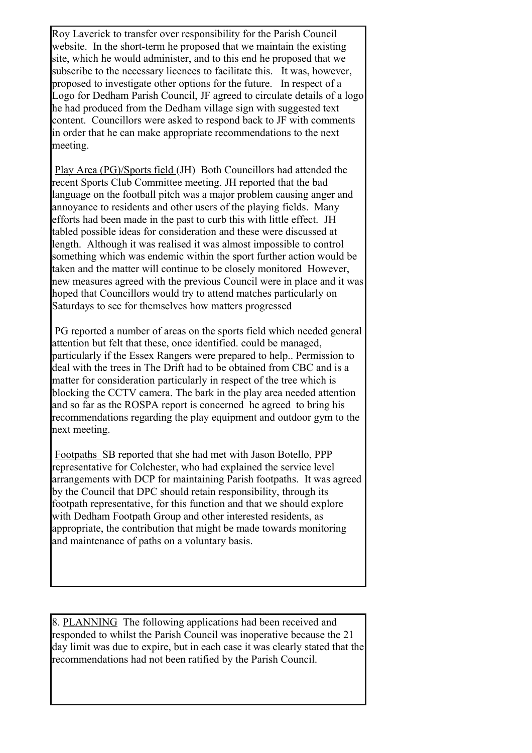Roy Laverick to transfer over responsibility for the Parish Council website. In the short-term he proposed that we maintain the existing site, which he would administer, and to this end he proposed that we subscribe to the necessary licences to facilitate this. It was, however, proposed to investigate other options for the future. In respect of a Logo for Dedham Parish Council, JF agreed to circulate details of a logo he had produced from the Dedham village sign with suggested text content. Councillors were asked to respond back to JF with comments in order that he can make appropriate recommendations to the next meeting.

Play Area (PG)/Sports field (JH) Both Councillors had attended the recent Sports Club Committee meeting. JH reported that the bad language on the football pitch was a major problem causing anger and annoyance to residents and other users of the playing fields. Many efforts had been made in the past to curb this with little effect. JH tabled possible ideas for consideration and these were discussed at length. Although it was realised it was almost impossible to control something which was endemic within the sport further action would be taken and the matter will continue to be closely monitored However, new measures agreed with the previous Council were in place and it was hoped that Councillors would try to attend matches particularly on Saturdays to see for themselves how matters progressed

PG reported a number of areas on the sports field which needed general attention but felt that these, once identified. could be managed, particularly if the Essex Rangers were prepared to help.. Permission to deal with the trees in The Drift had to be obtained from CBC and is a matter for consideration particularly in respect of the tree which is blocking the CCTV camera. The bark in the play area needed attention and so far as the ROSPA report is concerned he agreed to bring his recommendations regarding the play equipment and outdoor gym to the next meeting.

Footpaths SB reported that she had met with Jason Botello, PPP representative for Colchester, who had explained the service level arrangements with DCP for maintaining Parish footpaths. It was agreed by the Council that DPC should retain responsibility, through its footpath representative, for this function and that we should explore with Dedham Footpath Group and other interested residents, as appropriate, the contribution that might be made towards monitoring and maintenance of paths on a voluntary basis.

8. PLANNING The following applications had been received and responded to whilst the Parish Council was inoperative because the 21 day limit was due to expire, but in each case it was clearly stated that the recommendations had not been ratified by the Parish Council.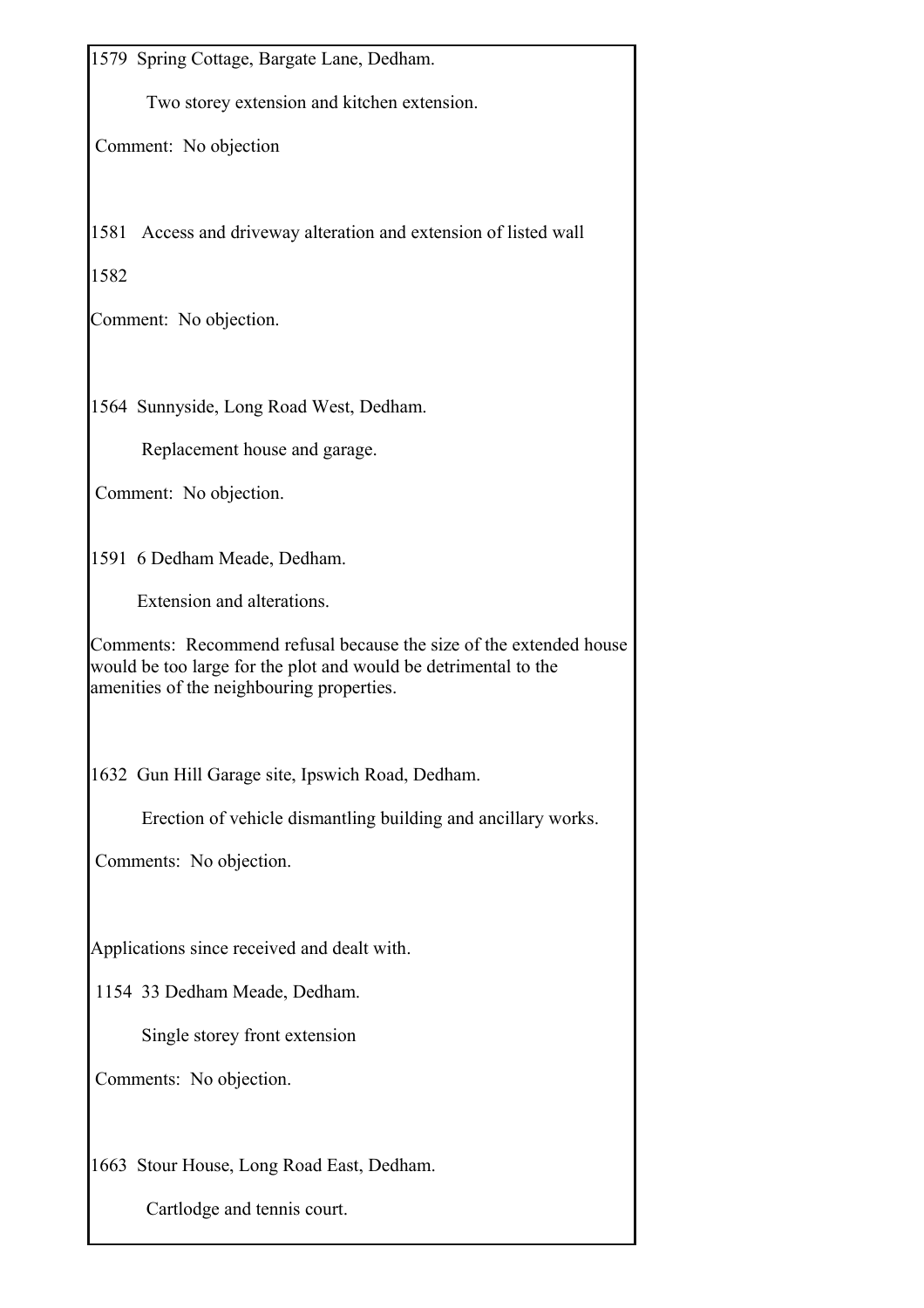1579 Spring Cottage, Bargate Lane, Dedham.

Two storey extension and kitchen extension.

Comment: No objection

1581 Access and driveway alteration and extension of listed wall

1582

Comment: No objection.

1564 Sunnyside, Long Road West, Dedham.

Replacement house and garage.

Comment: No objection.

1591 6 Dedham Meade, Dedham.

Extension and alterations.

Comments: Recommend refusal because the size of the extended house would be too large for the plot and would be detrimental to the amenities of the neighbouring properties.

1632 Gun Hill Garage site, Ipswich Road, Dedham.

Erection of vehicle dismantling building and ancillary works.

Comments: No objection.

Applications since received and dealt with.

1154 33 Dedham Meade, Dedham.

Single storey front extension

Comments: No objection.

1663 Stour House, Long Road East, Dedham.

Cartlodge and tennis court.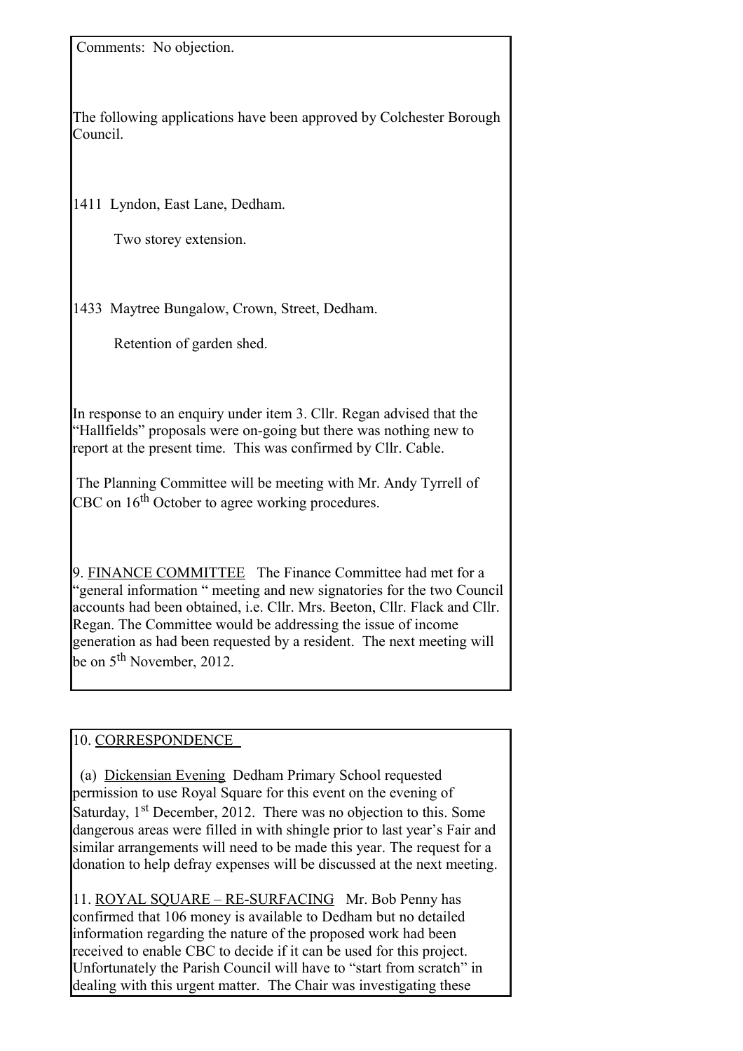Comments: No objection.

The following applications have been approved by Colchester Borough Council.

1411 Lyndon, East Lane, Dedham.

Two storey extension.

1433 Maytree Bungalow, Crown, Street, Dedham.

Retention of garden shed.

In response to an enquiry under item 3. Cllr. Regan advised that the "Hallfields" proposals were on-going but there was nothing new to report at the present time. This was confirmed by Cllr. Cable.

The Planning Committee will be meeting with Mr. Andy Tyrrell of CBC on 16th October to agree working procedures.

9. <u>FINANCE COMMITTEE</u> The Finance Committee had met for a "general information " meeting and new signatories for the two Council accounts had been obtained, i.e. Cllr. Mrs. Beeton, Cllr. Flack and Cllr. Regan. The Committee would be addressing the issue of income generation as had been requested by a resident. The next meeting will be on 5th November, 2012.

10. <u>CORRESPONDENCE</u>

(a) <u>Dickensian Evening</u> Dedham Primary School requested permission to use Royal Square for this event on the evening of Saturday, 1st December, 2012. There was no objection to this. Some dangerous areas were filled in with shingle prior to last year's Fair and similar arrangements will need to be made this year. The request for a donation to help defray expenses will be discussed at the next meeting.

11. <u>ROYAL SQUARE – RE-SURFACING</u> Mr. Bob Penny has confirmed that 106 money is available to Dedham but no detailed information regarding the nature of the proposed work had been received to enable CBC to decide if it can be used for this project. Unfortunately the Parish Council will have to "start from scratch" in dealing with this urgent matter. The Chair was investigating these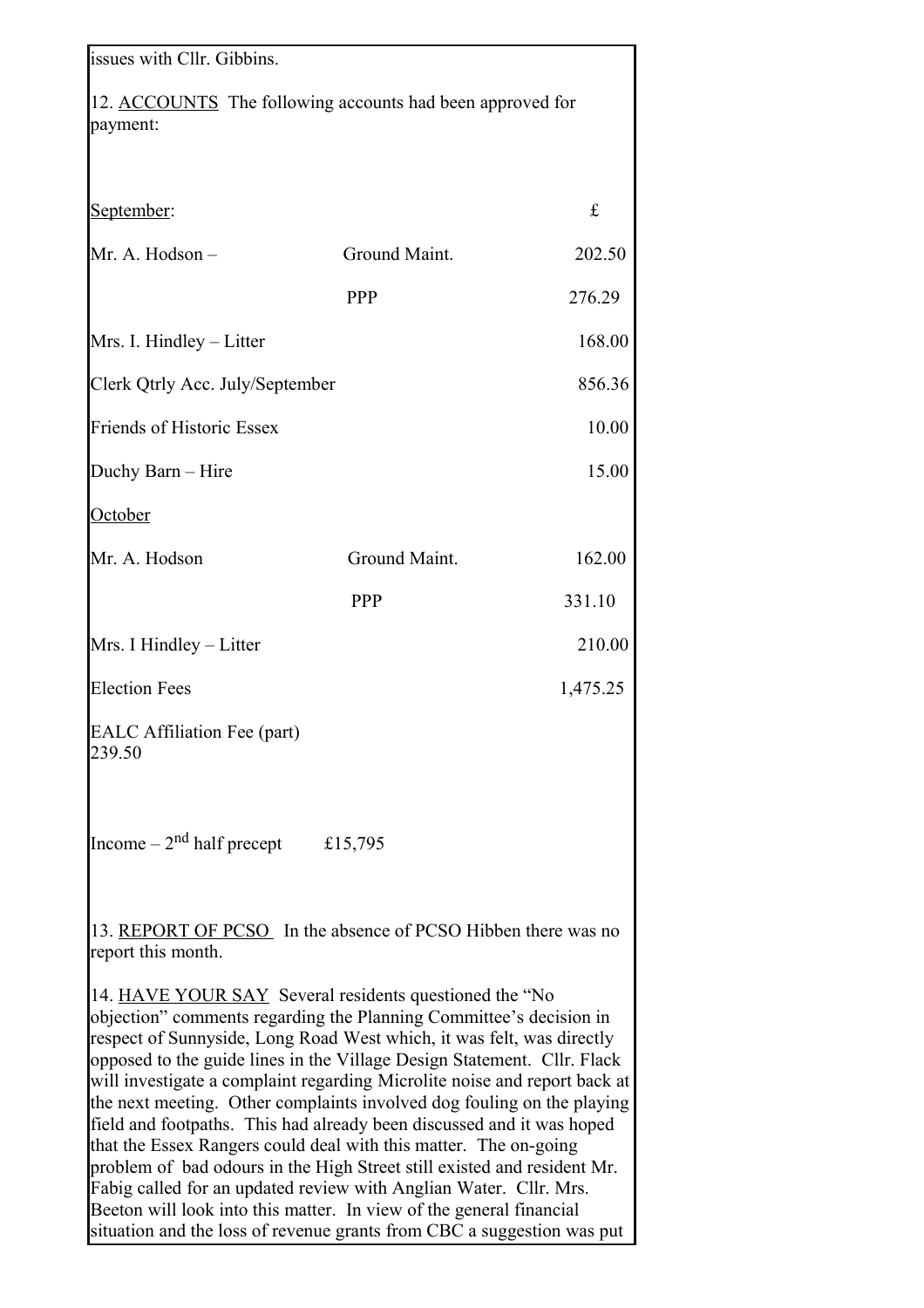issues with Cllr. Gibbins.

12. ACCOUNTS The following accounts had been approved for payment:

| September: | | £ |
|---|---|---|
| Mr. A. Hodson – | Ground Maint. | 202.50 |
| | PPP | 276.29 |
| Mrs. I. Hindley – Litter | | 168.00 |
| Clerk Qtrly Acc. July/September | | 856.36 |
| Friends of Historic Essex | | 10.00 |
| Duchy Barn – Hire | | 15.00 |
| October | | |
| Mr. A. Hodson | Ground Maint. | 162.00 |
| | PPP | 331.10 |
| Mrs. I Hindley – Litter | | 210.00 |
| Election Fees | | 1,475.25 |
| EALC Affiliation Fee (part) 239.50 | | |

Income – 2nd half precept £15,795

13. REPORT OF PCSO In the absence of PCSO Hibben there was no report this month.

14. HAVE YOUR SAY Several residents questioned the "No objection" comments regarding the Planning Committee's decision in respect of Sunnyside, Long Road West which, it was felt, was directly opposed to the guide lines in the Village Design Statement. Cllr. Flack will investigate a complaint regarding Microlite noise and report back at the next meeting. Other complaints involved dog fouling on the playing field and footpaths. This had already been discussed and it was hoped that the Essex Rangers could deal with this matter. The on-going problem of bad odours in the High Street still existed and resident Mr. Fabig called for an updated review with Anglian Water. Cllr. Mrs. Beeton will look into this matter. In view of the general financial situation and the loss of revenue grants from CBC a suggestion was put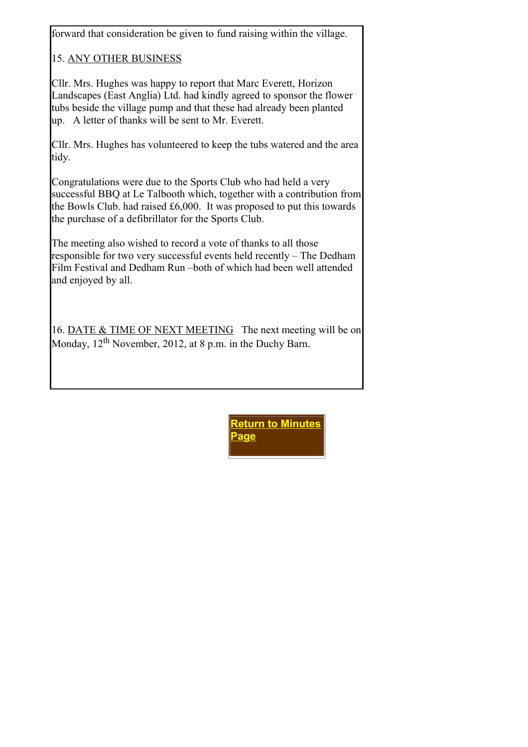forward that consideration be given to fund raising within the village.

15. ANY OTHER BUSINESS

Cllr. Mrs. Hughes was happy to report that Marc Everett, Horizon Landscapes (East Anglia) Ltd. had kindly agreed to sponsor the flower tubs beside the village pump and that these had already been planted up. A letter of thanks will be sent to Mr. Everett.

Cllr. Mrs. Hughes has volunteered to keep the tubs watered and the area tidy.

Congratulations were due to the Sports Club who had held a very successful BBQ at Le Talbooth which, together with a contribution from the Bowls Club. had raised £6,000. It was proposed to put this towards the purchase of a defibrillator for the Sports Club.

The meeting also wished to record a vote of thanks to all those responsible for two very successful events held recently – The Dedham Film Festival and Dedham Run –both of which had been well attended and enjoyed by all.

16. DATE & TIME OF NEXT MEETING The next meeting will be on Monday, 12th November, 2012, at 8 p.m. in the Duchy Barn.

**Return to Minutes Page**